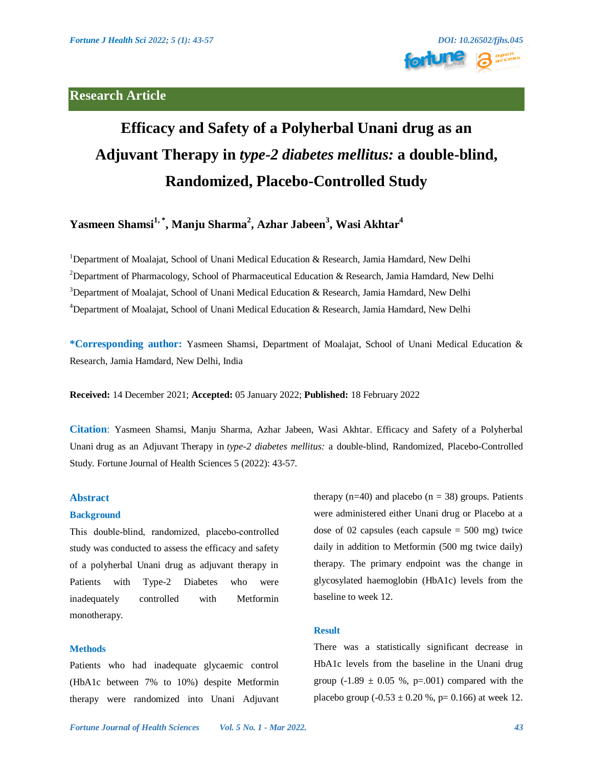## Research Article

# Efficacy and Safety of a Polyherbal Unani drug as an Adjuvant Therapy in *type-2 diabetes mellitus:* a double-blind, Randomized, Placebo-Controlled Study

**Yasmeen Shamsi[1,*], Manju Sharma[2], Azhar Jabeen[3], Wasi Akhtar[4]**

[1]Department of Moalajat, School of Unani Medical Education & Research, Jamia Hamdard, New Delhi

[2]Department of Pharmacology, School of Pharmaceutical Education & Research, Jamia Hamdard, New Delhi

[3]Department of Moalajat, School of Unani Medical Education & Research, Jamia Hamdard, New Delhi

[4]Department of Moalajat, School of Unani Medical Education & Research, Jamia Hamdard, New Delhi

**\*Corresponding author:** Yasmeen Shamsi, Department of Moalajat, School of Unani Medical Education & Research, Jamia Hamdard, New Delhi, India

**Received:** 14 December 2021; **Accepted:** 05 January 2022; **Published:** 18 February 2022

**Citation**: Yasmeen Shamsi, Manju Sharma, Azhar Jabeen, Wasi Akhtar. Efficacy and Safety of a Polyherbal Unani drug as an Adjuvant Therapy in *type-2 diabetes mellitus:* a double-blind, Randomized, Placebo-Controlled Study. Fortune Journal of Health Sciences 5 (2022): 43-57.

## Abstract

### Background

This double-blind, randomized, placebo-controlled study was conducted to assess the efficacy and safety of a polyherbal Unani drug as adjuvant therapy in Patients with Type-2 Diabetes who were inadequately controlled with Metformin monotherapy.

### Methods

Patients who had inadequate glycaemic control (HbA1c between 7% to 10%) despite Metformin therapy were randomized into Unani Adjuvant therapy (n=40) and placebo (n = 38) groups. Patients were administered either Unani drug or Placebo at a dose of 02 capsules (each capsule = 500 mg) twice daily in addition to Metformin (500 mg twice daily) therapy. The primary endpoint was the change in glycosylated haemoglobin (HbA1c) levels from the baseline to week 12.

### Result

There was a statistically significant decrease in HbA1c levels from the baseline in the Unani drug group (-1.89 ± 0.05 %, p=.001) compared with the placebo group (-0.53 ± 0.20 %, p= 0.166) at week 12.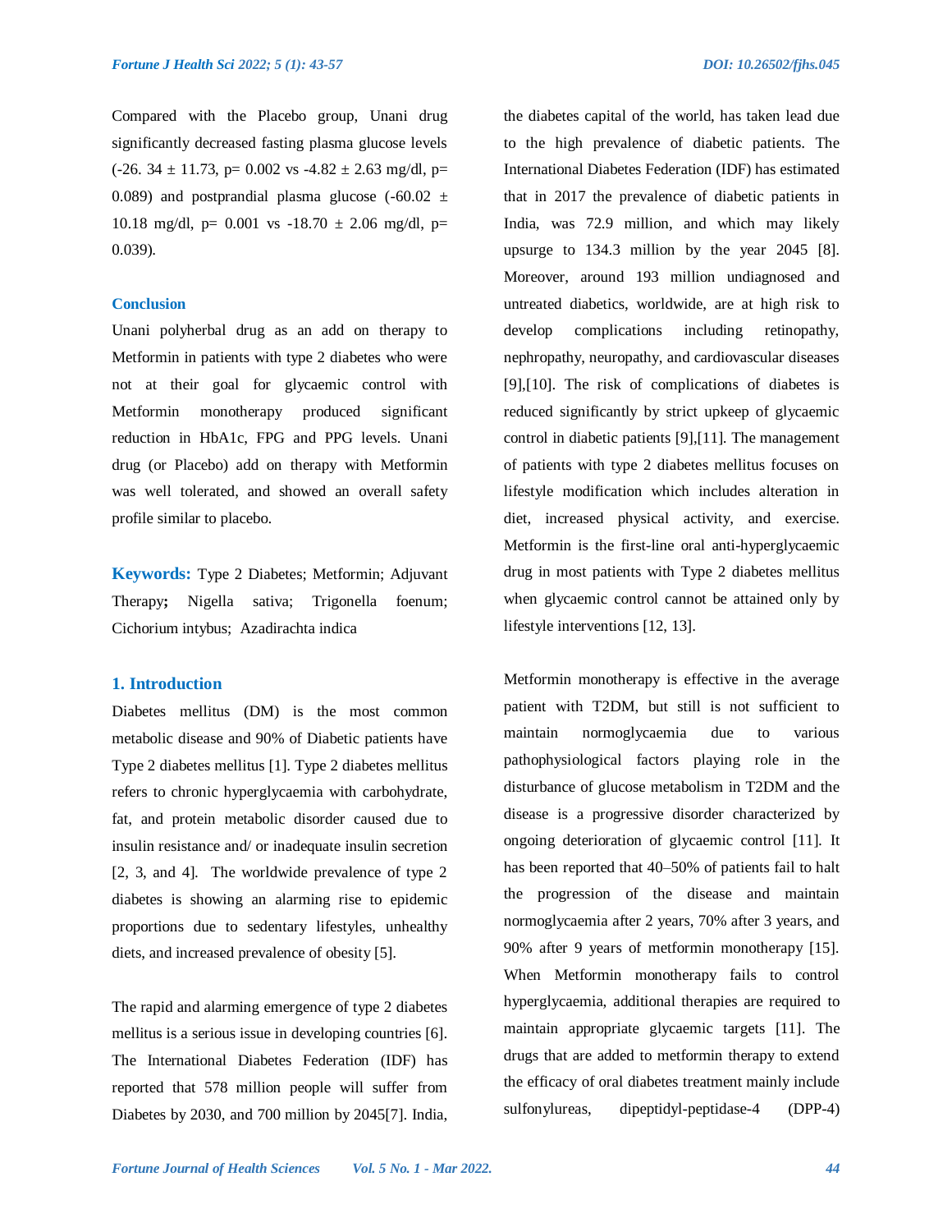Compared with the Placebo group, Unani drug significantly decreased fasting plasma glucose levels (-26. 34 ± 11.73, p= 0.002 vs -4.82 ± 2.63 mg/dl, p= 0.089) and postprandial plasma glucose (-60.02 ± 10.18 mg/dl, p= 0.001 vs -18.70 ± 2.06 mg/dl, p= 0.039).

**Conclusion**

Unani polyherbal drug as an add on therapy to Metformin in patients with type 2 diabetes who were not at their goal for glycaemic control with Metformin monotherapy produced significant reduction in HbA1c, FPG and PPG levels. Unani drug (or Placebo) add on therapy with Metformin was well tolerated, and showed an overall safety profile similar to placebo.

**Keywords:** Type 2 Diabetes; Metformin; Adjuvant Therapy**;** Nigella sativa; Trigonella foenum; Cichorium intybus; Azadirachta indica

## 1. Introduction

Diabetes mellitus (DM) is the most common metabolic disease and 90% of Diabetic patients have Type 2 diabetes mellitus [1]. Type 2 diabetes mellitus refers to chronic hyperglycaemia with carbohydrate, fat, and protein metabolic disorder caused due to insulin resistance and/ or inadequate insulin secretion [2, 3, and 4]. The worldwide prevalence of type 2 diabetes is showing an alarming rise to epidemic proportions due to sedentary lifestyles, unhealthy diets, and increased prevalence of obesity [5].

The rapid and alarming emergence of type 2 diabetes mellitus is a serious issue in developing countries [6]. The International Diabetes Federation (IDF) has reported that 578 million people will suffer from Diabetes by 2030, and 700 million by 2045[7]. India, the diabetes capital of the world, has taken lead due to the high prevalence of diabetic patients. The International Diabetes Federation (IDF) has estimated that in 2017 the prevalence of diabetic patients in India, was 72.9 million, and which may likely upsurge to 134.3 million by the year 2045 [8]. Moreover, around 193 million undiagnosed and untreated diabetics, worldwide, are at high risk to develop complications including retinopathy, nephropathy, neuropathy, and cardiovascular diseases [9],[10]. The risk of complications of diabetes is reduced significantly by strict upkeep of glycaemic control in diabetic patients [9],[11]. The management of patients with type 2 diabetes mellitus focuses on lifestyle modification which includes alteration in diet, increased physical activity, and exercise. Metformin is the first-line oral anti-hyperglycaemic drug in most patients with Type 2 diabetes mellitus when glycaemic control cannot be attained only by lifestyle interventions [12, 13].

Metformin monotherapy is effective in the average patient with T2DM, but still is not sufficient to maintain normoglycaemia due to various pathophysiological factors playing role in the disturbance of glucose metabolism in T2DM and the disease is a progressive disorder characterized by ongoing deterioration of glycaemic control [11]. It has been reported that 40–50% of patients fail to halt the progression of the disease and maintain normoglycaemia after 2 years, 70% after 3 years, and 90% after 9 years of metformin monotherapy [15]. When Metformin monotherapy fails to control hyperglycaemia, additional therapies are required to maintain appropriate glycaemic targets [11]. The drugs that are added to metformin therapy to extend the efficacy of oral diabetes treatment mainly include sulfonylureas, dipeptidyl-peptidase-4 (DPP-4)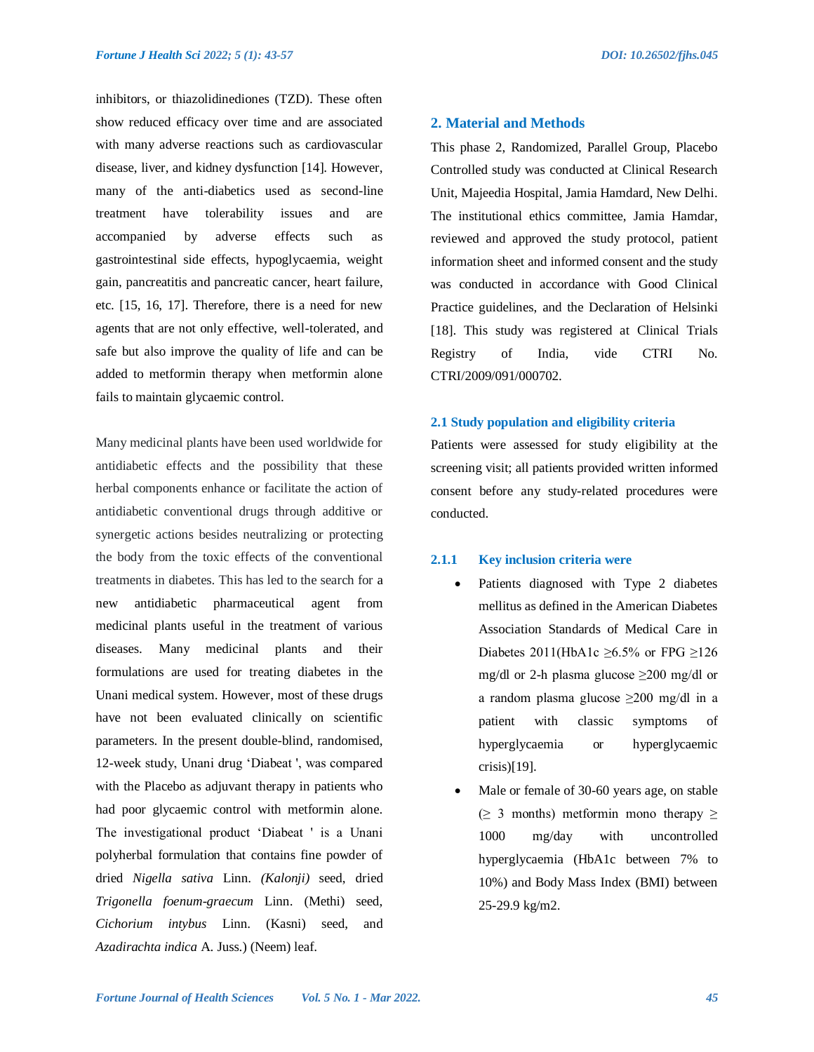inhibitors, or thiazolidinediones (TZD). These often show reduced efficacy over time and are associated with many adverse reactions such as cardiovascular disease, liver, and kidney dysfunction [14]. However, many of the anti-diabetics used as second-line treatment have tolerability issues and are accompanied by adverse effects such as gastrointestinal side effects, hypoglycaemia, weight gain, pancreatitis and pancreatic cancer, heart failure, etc. [15, 16, 17]. Therefore, there is a need for new agents that are not only effective, well-tolerated, and safe but also improve the quality of life and can be added to metformin therapy when metformin alone fails to maintain glycaemic control.

Many medicinal plants have been used worldwide for antidiabetic effects and the possibility that these herbal components enhance or facilitate the action of antidiabetic conventional drugs through additive or synergetic actions besides neutralizing or protecting the body from the toxic effects of the conventional treatments in diabetes. This has led to the search for a new antidiabetic pharmaceutical agent from medicinal plants useful in the treatment of various diseases. Many medicinal plants and their formulations are used for treating diabetes in the Unani medical system. However, most of these drugs have not been evaluated clinically on scientific parameters. In the present double-blind, randomised, 12-week study, Unani drug 'Diabeat ', was compared with the Placebo as adjuvant therapy in patients who had poor glycaemic control with metformin alone. The investigational product 'Diabeat ' is a Unani polyherbal formulation that contains fine powder of dried *Nigella sativa* Linn. *(Kalonji)* seed, dried *Trigonella foenum-graecum* Linn. (Methi) seed, *Cichorium intybus* Linn. (Kasni) seed, and *Azadirachta indica* A. Juss.) (Neem) leaf.

## 2. Material and Methods

This phase 2, Randomized, Parallel Group, Placebo Controlled study was conducted at Clinical Research Unit, Majeedia Hospital, Jamia Hamdard, New Delhi. The institutional ethics committee, Jamia Hamdar, reviewed and approved the study protocol, patient information sheet and informed consent and the study was conducted in accordance with Good Clinical Practice guidelines, and the Declaration of Helsinki [18]. This study was registered at Clinical Trials Registry of India, vide CTRI No. CTRI/2009/091/000702.

### 2.1 Study population and eligibility criteria

Patients were assessed for study eligibility at the screening visit; all patients provided written informed consent before any study-related procedures were conducted.

#### 2.1.1 Key inclusion criteria were

- Patients diagnosed with Type 2 diabetes mellitus as defined in the American Diabetes Association Standards of Medical Care in Diabetes 2011(HbA1c ≥6.5% or FPG ≥126 mg/dl or 2-h plasma glucose ≥200 mg/dl or a random plasma glucose ≥200 mg/dl in a patient with classic symptoms of hyperglycaemia or hyperglycaemic crisis)[19].
- Male or female of 30-60 years age, on stable (≥ 3 months) metformin mono therapy ≥ 1000 mg/day with uncontrolled hyperglycaemia (HbA1c between 7% to 10%) and Body Mass Index (BMI) between 25-29.9 kg/m2.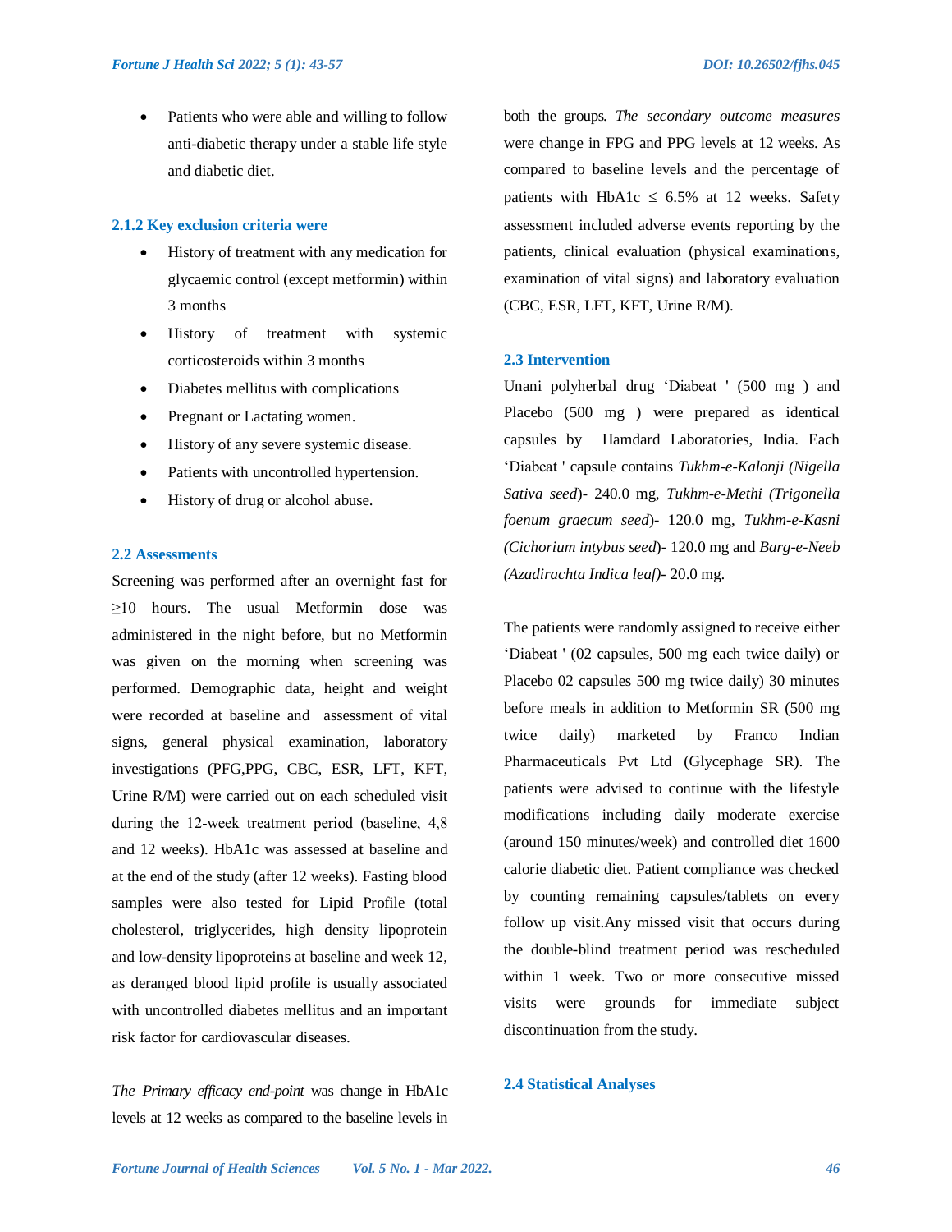- Patients who were able and willing to follow anti-diabetic therapy under a stable life style and diabetic diet.

### 2.1.2 Key exclusion criteria were

- History of treatment with any medication for glycaemic control (except metformin) within 3 months
- History of treatment with systemic corticosteroids within 3 months
- Diabetes mellitus with complications
- Pregnant or Lactating women.
- History of any severe systemic disease.
- Patients with uncontrolled hypertension.
- History of drug or alcohol abuse.

### 2.2 Assessments

Screening was performed after an overnight fast for ≥10 hours. The usual Metformin dose was administered in the night before, but no Metformin was given on the morning when screening was performed. Demographic data, height and weight were recorded at baseline and assessment of vital signs, general physical examination, laboratory investigations (PFG,PPG, CBC, ESR, LFT, KFT, Urine R/M) were carried out on each scheduled visit during the 12-week treatment period (baseline, 4,8 and 12 weeks). HbA1c was assessed at baseline and at the end of the study (after 12 weeks). Fasting blood samples were also tested for Lipid Profile (total cholesterol, triglycerides, high density lipoprotein and low-density lipoproteins at baseline and week 12, as deranged blood lipid profile is usually associated with uncontrolled diabetes mellitus and an important risk factor for cardiovascular diseases.

*The Primary efficacy end-point* was change in HbA1c levels at 12 weeks as compared to the baseline levels in both the groups. *The secondary outcome measures* were change in FPG and PPG levels at 12 weeks. As compared to baseline levels and the percentage of patients with HbA1c ≤ 6.5% at 12 weeks. Safety assessment included adverse events reporting by the patients, clinical evaluation (physical examinations, examination of vital signs) and laboratory evaluation (CBC, ESR, LFT, KFT, Urine R/M).

### 2.3 Intervention

Unani polyherbal drug ‘Diabeat ' (500 mg ) and Placebo (500 mg ) were prepared as identical capsules by Hamdard Laboratories, India. Each ‘Diabeat ' capsule contains *Tukhm-e-Kalonji (Nigella Sativa seed*)- 240.0 mg, *Tukhm-e-Methi (Trigonella foenum graecum seed*)- 120.0 mg, *Tukhm-e-Kasni (Cichorium intybus seed*)- 120.0 mg and *Barg-e-Neeb (Azadirachta Indica leaf)*- 20.0 mg.

The patients were randomly assigned to receive either ‘Diabeat ' (02 capsules, 500 mg each twice daily) or Placebo 02 capsules 500 mg twice daily) 30 minutes before meals in addition to Metformin SR (500 mg twice daily) marketed by Franco Indian Pharmaceuticals Pvt Ltd (Glycephage SR). The patients were advised to continue with the lifestyle modifications including daily moderate exercise (around 150 minutes/week) and controlled diet 1600 calorie diabetic diet. Patient compliance was checked by counting remaining capsules/tablets on every follow up visit.Any missed visit that occurs during the double-blind treatment period was rescheduled within 1 week. Two or more consecutive missed visits were grounds for immediate subject discontinuation from the study.

### 2.4 Statistical Analyses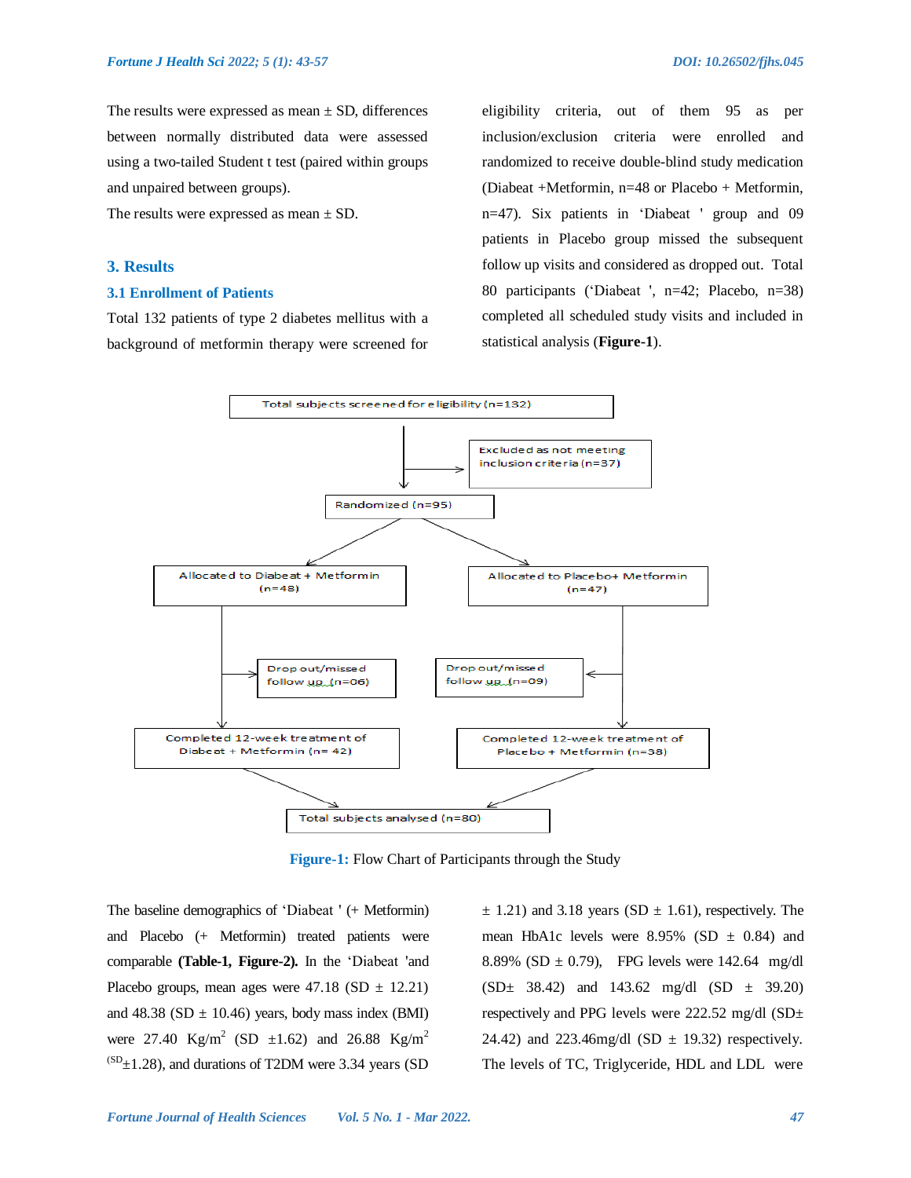The results were expressed as mean ± SD, differences between normally distributed data were assessed using a two-tailed Student t test (paired within groups and unpaired between groups).

The results were expressed as mean ± SD.

## 3. Results

### 3.1 Enrollment of Patients

Total 132 patients of type 2 diabetes mellitus with a background of metformin therapy were screened for eligibility criteria, out of them 95 as per inclusion/exclusion criteria were enrolled and randomized to receive double-blind study medication (Diabeat +Metformin, n=48 or Placebo + Metformin, n=47). Six patients in 'Diabeat ' group and 09 patients in Placebo group missed the subsequent follow up visits and considered as dropped out. Total 80 participants ('Diabeat ', n=42; Placebo, n=38) completed all scheduled study visits and included in statistical analysis (**Figure-1**).

Total subjects screened for eligibility (n=132)

Excluded as not meeting inclusion criteria (n=37)

Randomized (n=95)

Allocated to Diabeat + Metformin (n=48)

Allocated to Placebo+ Metformin (n=47)

Drop out/missed follow up (n=06)

Drop out/missed follow up (n=09)

Completed 12-week treatment of Diabeat + Metformin (n= 42)

Completed 12-week treatment of Placebo + Metformin (n=38)

Total subjects analysed (n=80)

**Figure-1:** Flow Chart of Participants through the Study

The baseline demographics of 'Diabeat ' (+ Metformin) and Placebo (+ Metformin) treated patients were comparable **(Table-1, Figure-2).** In the 'Diabeat 'and Placebo groups, mean ages were 47.18 (SD ± 12.21) and 48.38 (SD ± 10.46) years, body mass index (BMI) were 27.40 Kg/$m^2$ (SD ±1.62) and 26.88 Kg/$m^2$ $^{(SD}$±1.28), and durations of T2DM were 3.34 years (SD ± 1.21) and 3.18 years (SD ± 1.61), respectively. The mean HbA1c levels were 8.95% (SD ± 0.84) and 8.89% (SD ± 0.79), FPG levels were 142.64 mg/dl (SD± 38.42) and 143.62 mg/dl (SD ± 39.20) respectively and PPG levels were 222.52 mg/dl (SD± 24.42) and 223.46mg/dl (SD ± 19.32) respectively. The levels of TC, Triglyceride, HDL and LDL were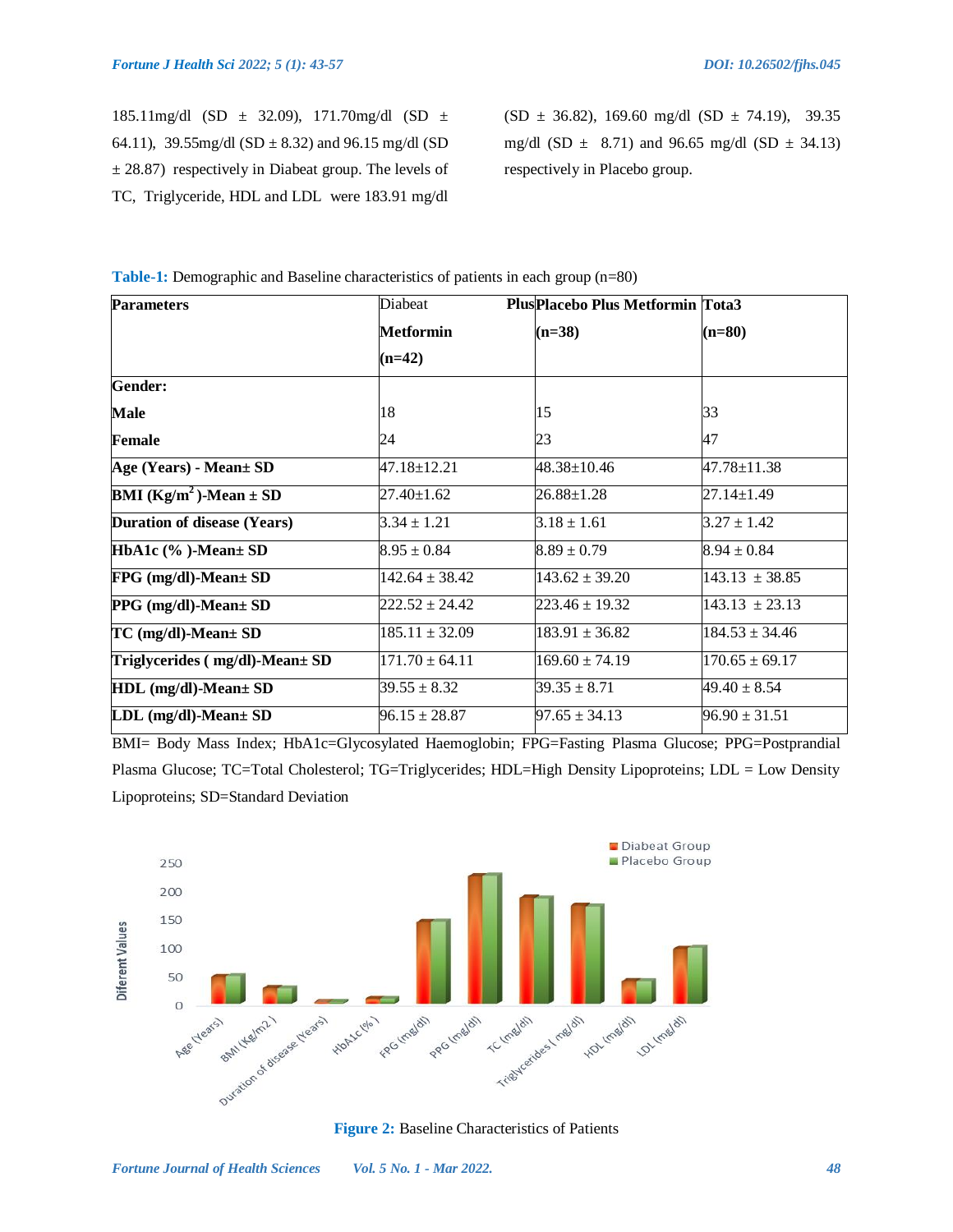185.11mg/dl (SD ± 32.09), 171.70mg/dl (SD ± 64.11), 39.55mg/dl (SD ± 8.32) and 96.15 mg/dl (SD ± 28.87) respectively in Diabeat group. The levels of TC, Triglyceride, HDL and LDL were 183.91 mg/dl (SD ± 36.82), 169.60 mg/dl (SD ± 74.19), 39.35 mg/dl (SD ± 8.71) and 96.65 mg/dl (SD ± 34.13) respectively in Placebo group.

**Table-1:** Demographic and Baseline characteristics of patients in each group (n=80)

| Parameters | Diabeat Plus Metformin (n=42) | Placebo Plus Metformin (n=38) | Tota3 (n=80) |
|---|---|---|---|
| **Gender:** | | | |
| **Male** | 18 | 15 | 33 |
| **Female** | 24 | 23 | 47 |
| **Age (Years) - Mean± SD** | 47.18±12.21 | 48.38±10.46 | 47.78±11.38 |
| **BMI (Kg/m$^2$)-Mean ± SD** | 27.40±1.62 | 26.88±1.28 | 27.14±1.49 |
| **Duration of disease (Years)** | 3.34 ± 1.21 | 3.18 ± 1.61 | 3.27 ± 1.42 |
| **HbA1c (% )-Mean± SD** | 8.95 ± 0.84 | 8.89 ± 0.79 | 8.94 ± 0.84 |
| **FPG (mg/dl)-Mean± SD** | 142.64 ± 38.42 | 143.62 ± 39.20 | 143.13 ± 38.85 |
| **PPG (mg/dl)-Mean± SD** | 222.52 ± 24.42 | 223.46 ± 19.32 | 143.13 ± 23.13 |
| **TC (mg/dl)-Mean± SD** | 185.11 ± 32.09 | 183.91 ± 36.82 | 184.53 ± 34.46 |
| **Triglycerides ( mg/dl)-Mean± SD** | 171.70 ± 64.11 | 169.60 ± 74.19 | 170.65 ± 69.17 |
| **HDL (mg/dl)-Mean± SD** | 39.55 ± 8.32 | 39.35 ± 8.71 | 49.40 ± 8.54 |
| **LDL (mg/dl)-Mean± SD** | 96.15 ± 28.87 | 97.65 ± 34.13 | 96.90 ± 31.51 |

BMI= Body Mass Index; HbA1c=Glycosylated Haemoglobin; FPG=Fasting Plasma Glucose; PPG=Postprandial Plasma Glucose; TC=Total Cholesterol; TG=Triglycerides; HDL=High Density Lipoproteins; LDL = Low Density Lipoproteins; SD=Standard Deviation

**Figure 2:** Baseline Characteristics of Patients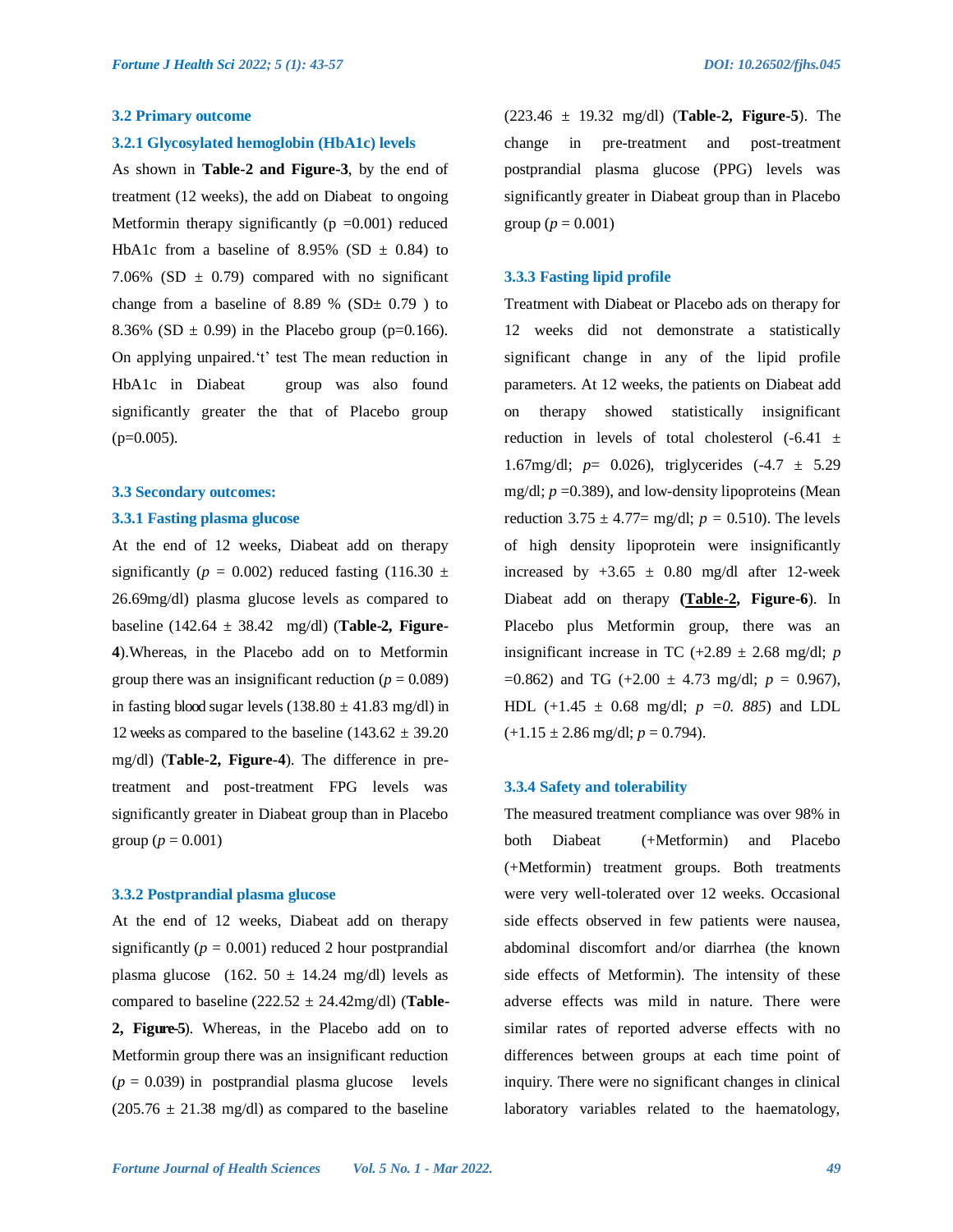### 3.2 Primary outcome

#### 3.2.1 Glycosylated hemoglobin (HbA1c) levels

As shown in **Table-2 and Figure-3**, by the end of treatment (12 weeks), the add on Diabeat to ongoing Metformin therapy significantly (p =0.001) reduced HbA1c from a baseline of 8.95% (SD ± 0.84) to 7.06% (SD ± 0.79) compared with no significant change from a baseline of 8.89 % (SD± 0.79 ) to 8.36% (SD ± 0.99) in the Placebo group (p=0.166). On applying unpaired.'t' test The mean reduction in HbA1c in Diabeat group was also found significantly greater the that of Placebo group (p=0.005).

### 3.3 Secondary outcomes:

#### 3.3.1 Fasting plasma glucose

At the end of 12 weeks, Diabeat add on therapy significantly (*p* = 0.002) reduced fasting (116.30 ± 26.69mg/dl) plasma glucose levels as compared to baseline (142.64 ± 38.42 mg/dl) (**Table-2, Figure-4**).Whereas, in the Placebo add on to Metformin group there was an insignificant reduction (*p* = 0.089) in fasting blood sugar levels (138.80 ± 41.83 mg/dl) in 12 weeks as compared to the baseline (143.62 ± 39.20 mg/dl) (**Table-2, Figure-4**). The difference in pre-treatment and post-treatment FPG levels was significantly greater in Diabeat group than in Placebo group (*p* = 0.001)

#### 3.3.2 Postprandial plasma glucose

At the end of 12 weeks, Diabeat add on therapy significantly (*p* = 0.001) reduced 2 hour postprandial plasma glucose (162. 50 ± 14.24 mg/dl) levels as compared to baseline (222.52 ± 24.42mg/dl) (**Table-2, Figure-5**). Whereas, in the Placebo add on to Metformin group there was an insignificant reduction (*p* = 0.039) in postprandial plasma glucose levels (205.76 ± 21.38 mg/dl) as compared to the baseline (223.46 ± 19.32 mg/dl) (**Table-2, Figure-5**). The change in pre-treatment and post-treatment postprandial plasma glucose (PPG) levels was significantly greater in Diabeat group than in Placebo group (*p* = 0.001)

#### 3.3.3 Fasting lipid profile

Treatment with Diabeat or Placebo ads on therapy for 12 weeks did not demonstrate a statistically significant change in any of the lipid profile parameters. At 12 weeks, the patients on Diabeat add on therapy showed statistically insignificant reduction in levels of total cholesterol (-6.41 ± 1.67mg/dl; *p*= 0.026), triglycerides (-4.7 ± 5.29 mg/dl; *p* =0.389), and low-density lipoproteins (Mean reduction 3.75 ± 4.77= mg/dl; *p* = 0.510). The levels of high density lipoprotein were insignificantly increased by +3.65 ± 0.80 mg/dl after 12-week Diabeat add on therapy (**Table-2, Figure-6**). In Placebo plus Metformin group, there was an insignificant increase in TC (+2.89 ± 2.68 mg/dl; *p* =0.862) and TG (+2.00 ± 4.73 mg/dl; *p* = 0.967), HDL (+1.45 ± 0.68 mg/dl; *p =0. 885*) and LDL (+1.15 ± 2.86 mg/dl; *p* = 0.794).

#### 3.3.4 Safety and tolerability

The measured treatment compliance was over 98% in both Diabeat (+Metformin) and Placebo (+Metformin) treatment groups. Both treatments were very well-tolerated over 12 weeks. Occasional side effects observed in few patients were nausea, abdominal discomfort and/or diarrhea (the known side effects of Metformin). The intensity of these adverse effects was mild in nature. There were similar rates of reported adverse effects with no differences between groups at each time point of inquiry. There were no significant changes in clinical laboratory variables related to the haematology,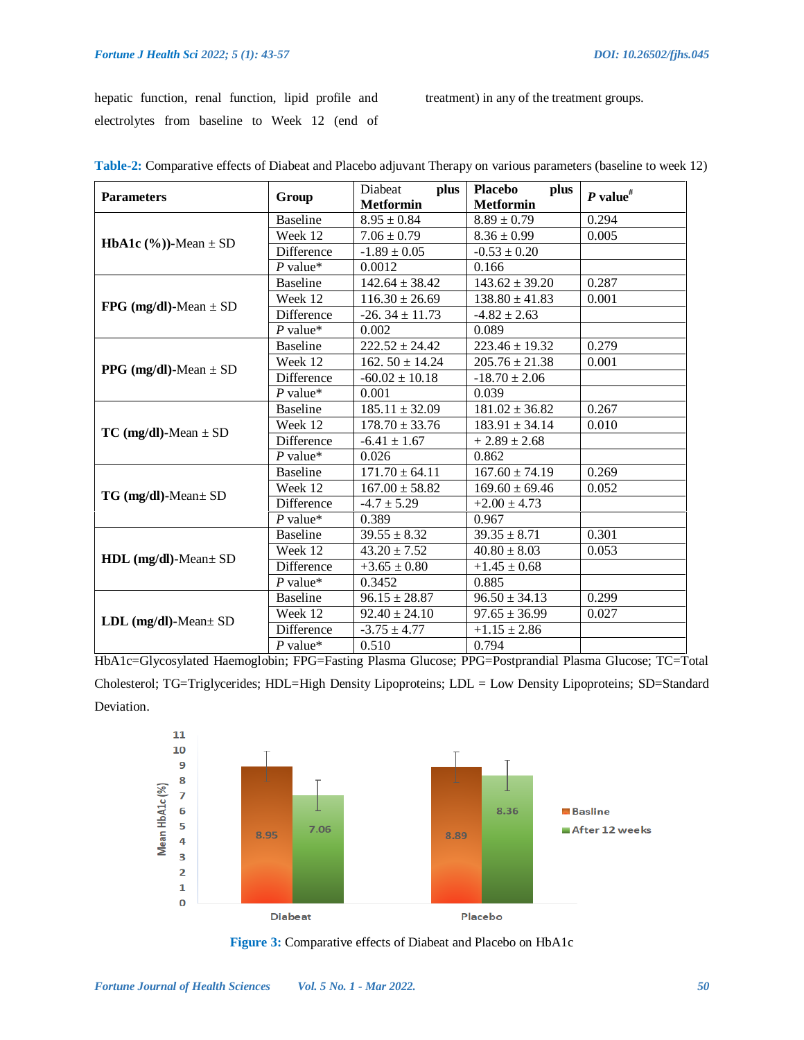hepatic function, renal function, lipid profile and electrolytes from baseline to Week 12 (end of treatment) in any of the treatment groups.

**Table-2:** Comparative effects of Diabeat and Placebo adjuvant Therapy on various parameters (baseline to week 12)

| Parameters | Group | Diabeat plus Metformin | Placebo plus Metformin | *P* value# |
|---|---|---|---|---|
| **HbA1c (%))**-Mean ± SD | Baseline | 8.95 ± 0.84 | 8.89 ± 0.79 | 0.294 |
| | Week 12 | 7.06 ± 0.79 | 8.36 ± 0.99 | 0.005 |
| | Difference | -1.89 ± 0.05 | -0.53 ± 0.20 | |
| | *P* value* | 0.0012 | 0.166 | |
| **FPG (mg/dl)**-Mean ± SD | Baseline | 142.64 ± 38.42 | 143.62 ± 39.20 | 0.287 |
| | Week 12 | 116.30 ± 26.69 | 138.80 ± 41.83 | 0.001 |
| | Difference | -26. 34 ± 11.73 | -4.82 ± 2.63 | |
| | *P* value* | 0.002 | 0.089 | |
| **PPG (mg/dl)**-Mean ± SD | Baseline | 222.52 ± 24.42 | 223.46 ± 19.32 | 0.279 |
| | Week 12 | 162. 50 ± 14.24 | 205.76 ± 21.38 | 0.001 |
| | Difference | -60.02 ± 10.18 | -18.70 ± 2.06 | |
| | *P* value* | 0.001 | 0.039 | |
| **TC (mg/dl)**-Mean ± SD | Baseline | 185.11 ± 32.09 | 181.02 ± 36.82 | 0.267 |
| | Week 12 | 178.70 ± 33.76 | 183.91 ± 34.14 | 0.010 |
| | Difference | -6.41 ± 1.67 | + 2.89 ± 2.68 | |
| | *P* value* | 0.026 | 0.862 | |
| **TG (mg/dl)**-Mean± SD | Baseline | 171.70 ± 64.11 | 167.60 ± 74.19 | 0.269 |
| | Week 12 | 167.00 ± 58.82 | 169.60 ± 69.46 | 0.052 |
| | Difference | -4.7 ± 5.29 | +2.00 ± 4.73 | |
| | *P* value* | 0.389 | 0.967 | |
| **HDL (mg/dl)**-Mean± SD | Baseline | 39.55 ± 8.32 | 39.35 ± 8.71 | 0.301 |
| | Week 12 | 43.20 ± 7.52 | 40.80 ± 8.03 | 0.053 |
| | Difference | +3.65 ± 0.80 | +1.45 ± 0.68 | |
| | *P* value* | 0.3452 | 0.885 | |
| **LDL (mg/dl)**-Mean± SD | Baseline | 96.15 ± 28.87 | 96.50 ± 34.13 | 0.299 |
| | Week 12 | 92.40 ± 24.10 | 97.65 ± 36.99 | 0.027 |
| | Difference | -3.75 ± 4.77 | +1.15 ± 2.86 | |
| | *P* value* | 0.510 | 0.794 | |

HbA1c=Glycosylated Haemoglobin; FPG=Fasting Plasma Glucose; PPG=Postprandial Plasma Glucose; TC=Total Cholesterol; TG=Triglycerides; HDL=High Density Lipoproteins; LDL = Low Density Lipoproteins; SD=Standard Deviation.

**Figure 3:** Comparative effects of Diabeat and Placebo on HbA1c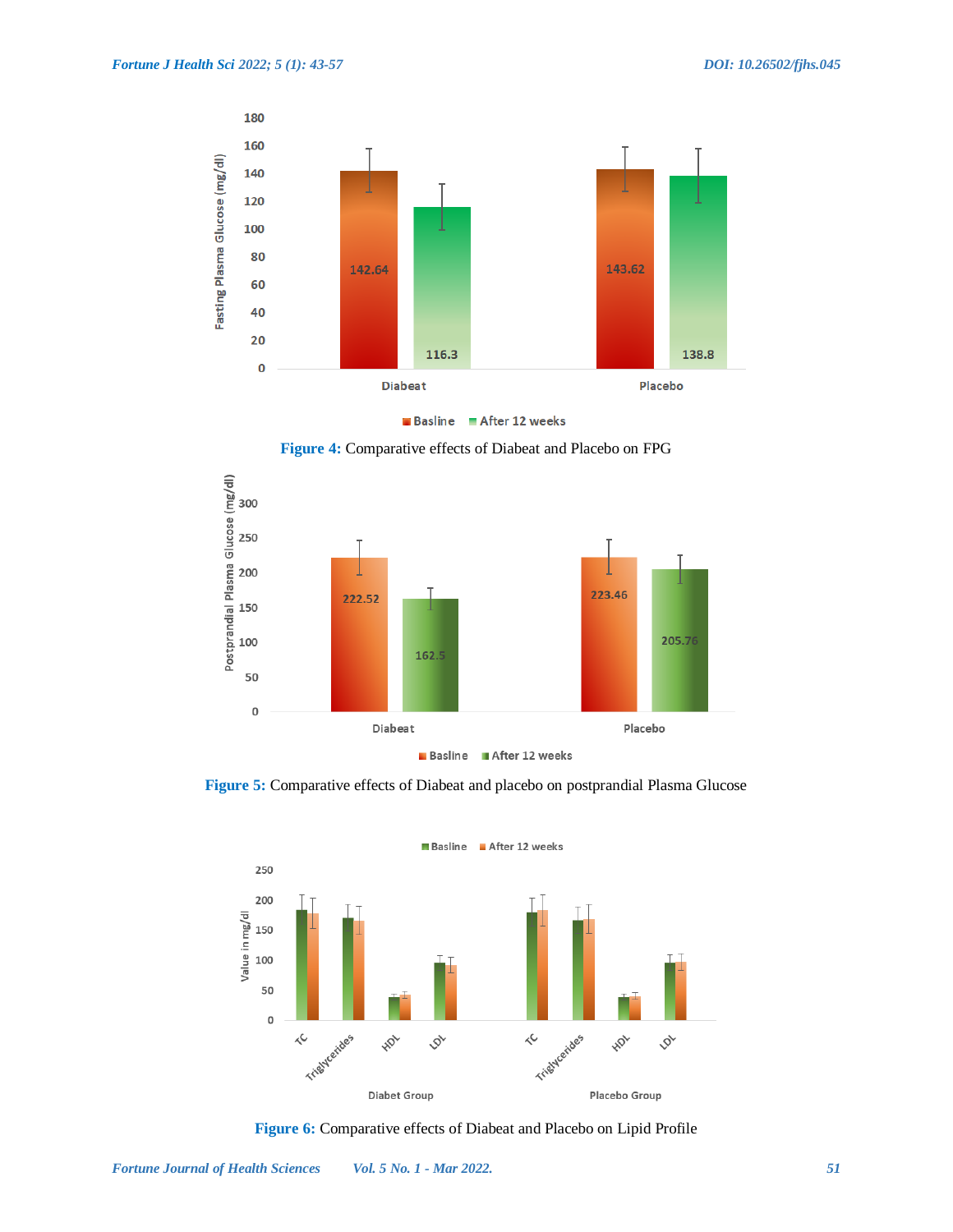**Figure 4:** Comparative effects of Diabeat and Placebo on FPG

**Figure 5:** Comparative effects of Diabeat and placebo on postprandial Plasma Glucose

**Figure 6:** Comparative effects of Diabeat and Placebo on Lipid Profile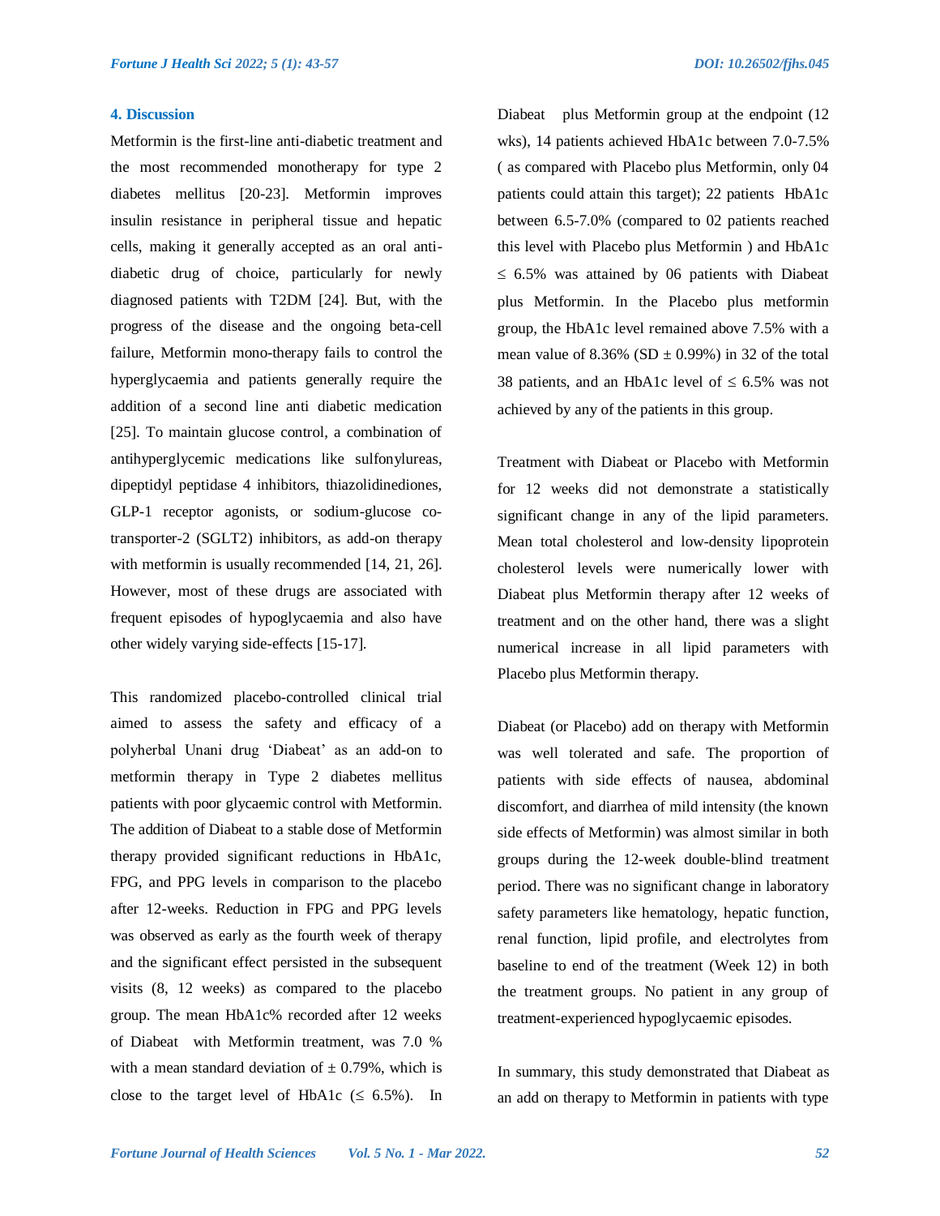## 4. Discussion

Metformin is the first-line anti-diabetic treatment and the most recommended monotherapy for type 2 diabetes mellitus [20-23]. Metformin improves insulin resistance in peripheral tissue and hepatic cells, making it generally accepted as an oral anti-diabetic drug of choice, particularly for newly diagnosed patients with T2DM [24]. But, with the progress of the disease and the ongoing beta-cell failure, Metformin mono-therapy fails to control the hyperglycaemia and patients generally require the addition of a second line anti diabetic medication [25]. To maintain glucose control, a combination of antihyperglycemic medications like sulfonylureas, dipeptidyl peptidase 4 inhibitors, thiazolidinediones, GLP-1 receptor agonists, or sodium-glucose co-transporter-2 (SGLT2) inhibitors, as add-on therapy with metformin is usually recommended [14, 21, 26]. However, most of these drugs are associated with frequent episodes of hypoglycaemia and also have other widely varying side-effects [15-17].

This randomized placebo-controlled clinical trial aimed to assess the safety and efficacy of a polyherbal Unani drug 'Diabeat' as an add-on to metformin therapy in Type 2 diabetes mellitus patients with poor glycaemic control with Metformin. The addition of Diabeat to a stable dose of Metformin therapy provided significant reductions in HbA1c, FPG, and PPG levels in comparison to the placebo after 12-weeks. Reduction in FPG and PPG levels was observed as early as the fourth week of therapy and the significant effect persisted in the subsequent visits (8, 12 weeks) as compared to the placebo group. The mean HbA1c% recorded after 12 weeks of Diabeat with Metformin treatment, was 7.0 % with a mean standard deviation of ± 0.79%, which is close to the target level of HbA1c (≤ 6.5%). In Diabeat plus Metformin group at the endpoint (12 wks), 14 patients achieved HbA1c between 7.0-7.5% ( as compared with Placebo plus Metformin, only 04 patients could attain this target); 22 patients HbA1c between 6.5-7.0% (compared to 02 patients reached this level with Placebo plus Metformin ) and HbA1c ≤ 6.5% was attained by 06 patients with Diabeat plus Metformin. In the Placebo plus metformin group, the HbA1c level remained above 7.5% with a mean value of 8.36% (SD ± 0.99%) in 32 of the total 38 patients, and an HbA1c level of ≤ 6.5% was not achieved by any of the patients in this group.

Treatment with Diabeat or Placebo with Metformin for 12 weeks did not demonstrate a statistically significant change in any of the lipid parameters. Mean total cholesterol and low-density lipoprotein cholesterol levels were numerically lower with Diabeat plus Metformin therapy after 12 weeks of treatment and on the other hand, there was a slight numerical increase in all lipid parameters with Placebo plus Metformin therapy.

Diabeat (or Placebo) add on therapy with Metformin was well tolerated and safe. The proportion of patients with side effects of nausea, abdominal discomfort, and diarrhea of mild intensity (the known side effects of Metformin) was almost similar in both groups during the 12-week double-blind treatment period. There was no significant change in laboratory safety parameters like hematology, hepatic function, renal function, lipid profile, and electrolytes from baseline to end of the treatment (Week 12) in both the treatment groups. No patient in any group of treatment-experienced hypoglycaemic episodes.

In summary, this study demonstrated that Diabeat as an add on therapy to Metformin in patients with type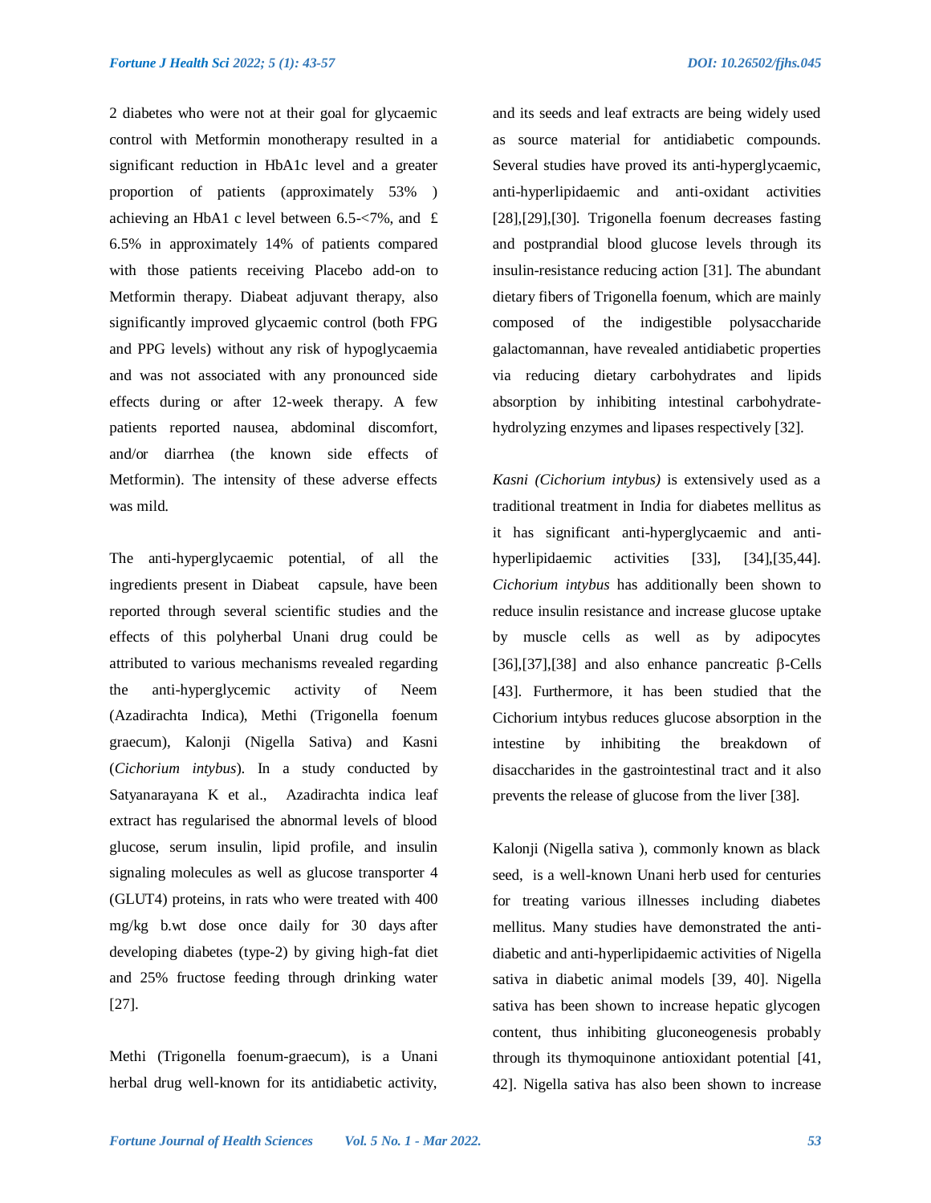2 diabetes who were not at their goal for glycaemic control with Metformin monotherapy resulted in a significant reduction in HbA1c level and a greater proportion of patients (approximately 53% ) achieving an HbA1 c level between 6.5-<7%, and £ 6.5% in approximately 14% of patients compared with those patients receiving Placebo add-on to Metformin therapy. Diabeat adjuvant therapy, also significantly improved glycaemic control (both FPG and PPG levels) without any risk of hypoglycaemia and was not associated with any pronounced side effects during or after 12-week therapy. A few patients reported nausea, abdominal discomfort, and/or diarrhea (the known side effects of Metformin). The intensity of these adverse effects was mild.

The anti-hyperglycaemic potential, of all the ingredients present in Diabeat capsule, have been reported through several scientific studies and the effects of this polyherbal Unani drug could be attributed to various mechanisms revealed regarding the anti-hyperglycemic activity of Neem (Azadirachta Indica), Methi (Trigonella foenum graecum), Kalonji (Nigella Sativa) and Kasni (*Cichorium intybus*). In a study conducted by Satyanarayana K et al., Azadirachta indica leaf extract has regularised the abnormal levels of blood glucose, serum insulin, lipid profile, and insulin signaling molecules as well as glucose transporter 4 (GLUT4) proteins, in rats who were treated with 400 mg/kg b.wt dose once daily for 30 days after developing diabetes (type-2) by giving high-fat diet and 25% fructose feeding through drinking water [27].

Methi (Trigonella foenum-graecum), is a Unani herbal drug well-known for its antidiabetic activity, and its seeds and leaf extracts are being widely used as source material for antidiabetic compounds. Several studies have proved its anti-hyperglycaemic, anti-hyperlipidaemic and anti-oxidant activities [28],[29],[30]. Trigonella foenum decreases fasting and postprandial blood glucose levels through its insulin-resistance reducing action [31]. The abundant dietary fibers of Trigonella foenum, which are mainly composed of the indigestible polysaccharide galactomannan, have revealed antidiabetic properties via reducing dietary carbohydrates and lipids absorption by inhibiting intestinal carbohydrate-hydrolyzing enzymes and lipases respectively [32].

*Kasni (Cichorium intybus)* is extensively used as a traditional treatment in India for diabetes mellitus as it has significant anti-hyperglycaemic and anti-hyperlipidaemic activities [33], [34],[35,44]. *Cichorium intybus* has additionally been shown to reduce insulin resistance and increase glucose uptake by muscle cells as well as by adipocytes [36],[37],[38] and also enhance pancreatic β-Cells [43]. Furthermore, it has been studied that the Cichorium intybus reduces glucose absorption in the intestine by inhibiting the breakdown of disaccharides in the gastrointestinal tract and it also prevents the release of glucose from the liver [38].

Kalonji (Nigella sativa ), commonly known as black seed, is a well-known Unani herb used for centuries for treating various illnesses including diabetes mellitus. Many studies have demonstrated the anti-diabetic and anti-hyperlipidaemic activities of Nigella sativa in diabetic animal models [39, 40]. Nigella sativa has been shown to increase hepatic glycogen content, thus inhibiting gluconeogenesis probably through its thymoquinone antioxidant potential [41, 42]. Nigella sativa has also been shown to increase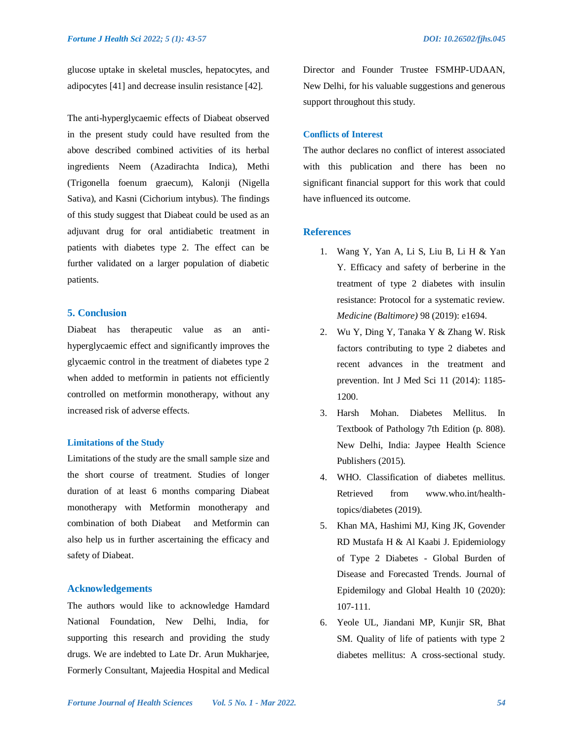glucose uptake in skeletal muscles, hepatocytes, and adipocytes [41] and decrease insulin resistance [42].

The anti-hyperglycaemic effects of Diabeat observed in the present study could have resulted from the above described combined activities of its herbal ingredients Neem (Azadirachta Indica), Methi (Trigonella foenum graecum), Kalonji (Nigella Sativa), and Kasni (Cichorium intybus). The findings of this study suggest that Diabeat could be used as an adjuvant drug for oral antidiabetic treatment in patients with diabetes type 2. The effect can be further validated on a larger population of diabetic patients.

## 5. Conclusion

Diabeat has therapeutic value as an anti-hyperglycaemic effect and significantly improves the glycaemic control in the treatment of diabetes type 2 when added to metformin in patients not efficiently controlled on metformin monotherapy, without any increased risk of adverse effects.

### Limitations of the Study

Limitations of the study are the small sample size and the short course of treatment. Studies of longer duration of at least 6 months comparing Diabeat monotherapy with Metformin monotherapy and combination of both Diabeat and Metformin can also help us in further ascertaining the efficacy and safety of Diabeat.

## Acknowledgements

The authors would like to acknowledge Hamdard National Foundation, New Delhi, India, for supporting this research and providing the study drugs. We are indebted to Late Dr. Arun Mukharjee, Formerly Consultant, Majeedia Hospital and Medical Director and Founder Trustee FSMHP-UDAAN, New Delhi, for his valuable suggestions and generous support throughout this study.

### Conflicts of Interest

The author declares no conflict of interest associated with this publication and there has been no significant financial support for this work that could have influenced its outcome.

## References

1. Wang Y, Yan A, Li S, Liu B, Li H & Yan Y. Efficacy and safety of berberine in the treatment of type 2 diabetes with insulin resistance: Protocol for a systematic review. *Medicine (Baltimore)* 98 (2019): e1694.
2. Wu Y, Ding Y, Tanaka Y & Zhang W. Risk factors contributing to type 2 diabetes and recent advances in the treatment and prevention. Int J Med Sci 11 (2014): 1185-1200.
3. Harsh Mohan. Diabetes Mellitus. In Textbook of Pathology 7th Edition (p. 808). New Delhi, India: Jaypee Health Science Publishers (2015).
4. WHO. Classification of diabetes mellitus. Retrieved from www.who.int/health-topics/diabetes (2019).
5. Khan MA, Hashimi MJ, King JK, Govender RD Mustafa H & Al Kaabi J. Epidemiology of Type 2 Diabetes - Global Burden of Disease and Forecasted Trends. Journal of Epidemilogy and Global Health 10 (2020): 107-111.
6. Yeole UL, Jiandani MP, Kunjir SR, Bhat SM. Quality of life of patients with type 2 diabetes mellitus: A cross-sectional study.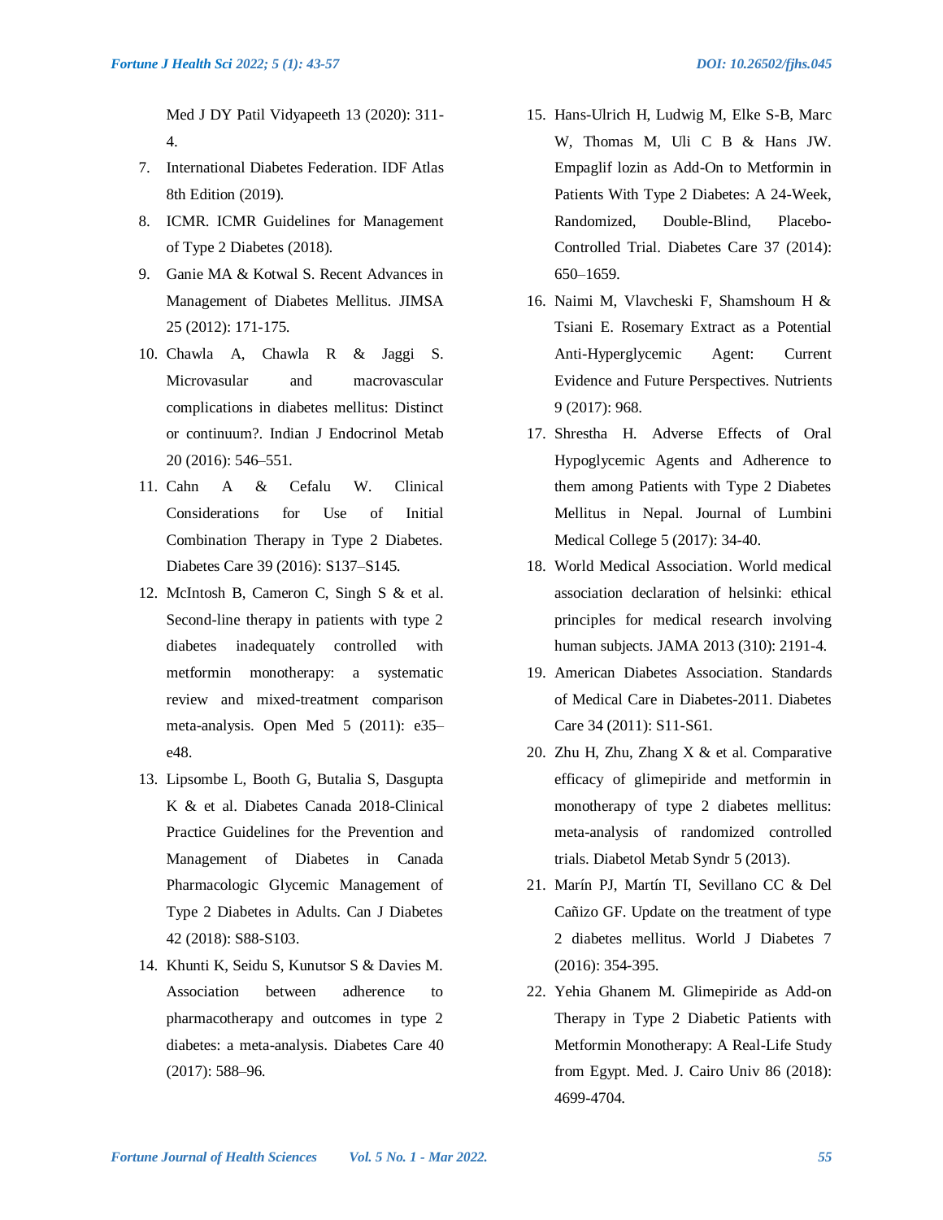Med J DY Patil Vidyapeeth 13 (2020): 311-4.

7. International Diabetes Federation. IDF Atlas 8th Edition (2019).
8. ICMR. ICMR Guidelines for Management of Type 2 Diabetes (2018).
9. Ganie MA & Kotwal S. Recent Advances in Management of Diabetes Mellitus. JIMSA 25 (2012): 171-175.
10. Chawla A, Chawla R & Jaggi S. Microvasular and macrovascular complications in diabetes mellitus: Distinct or continuum?. Indian J Endocrinol Metab 20 (2016): 546–551.
11. Cahn A & Cefalu W. Clinical Considerations for Use of Initial Combination Therapy in Type 2 Diabetes. Diabetes Care 39 (2016): S137–S145.
12. McIntosh B, Cameron C, Singh S & et al. Second-line therapy in patients with type 2 diabetes inadequately controlled with metformin monotherapy: a systematic review and mixed-treatment comparison meta-analysis. Open Med 5 (2011): e35–e48.
13. Lipsombe L, Booth G, Butalia S, Dasgupta K & et al. Diabetes Canada 2018-Clinical Practice Guidelines for the Prevention and Management of Diabetes in Canada Pharmacologic Glycemic Management of Type 2 Diabetes in Adults. Can J Diabetes 42 (2018): S88-S103.
14. Khunti K, Seidu S, Kunutsor S & Davies M. Association between adherence to pharmacotherapy and outcomes in type 2 diabetes: a meta-analysis. Diabetes Care 40 (2017): 588–96.
15. Hans-Ulrich H, Ludwig M, Elke S-B, Marc W, Thomas M, Uli C B & Hans JW. Empaglif lozin as Add-On to Metformin in Patients With Type 2 Diabetes: A 24-Week, Randomized, Double-Blind, Placebo-Controlled Trial. Diabetes Care 37 (2014): 650–1659.
16. Naimi M, Vlavcheski F, Shamshoum H & Tsiani E. Rosemary Extract as a Potential Anti-Hyperglycemic Agent: Current Evidence and Future Perspectives. Nutrients 9 (2017): 968.
17. Shrestha H. Adverse Effects of Oral Hypoglycemic Agents and Adherence to them among Patients with Type 2 Diabetes Mellitus in Nepal. Journal of Lumbini Medical College 5 (2017): 34-40.
18. World Medical Association. World medical association declaration of helsinki: ethical principles for medical research involving human subjects. JAMA 2013 (310): 2191-4.
19. American Diabetes Association. Standards of Medical Care in Diabetes-2011. Diabetes Care 34 (2011): S11-S61.
20. Zhu H, Zhu, Zhang X & et al. Comparative efficacy of glimepiride and metformin in monotherapy of type 2 diabetes mellitus: meta-analysis of randomized controlled trials. Diabetol Metab Syndr 5 (2013).
21. Marín PJ, Martín TI, Sevillano CC & Del Cañizo GF. Update on the treatment of type 2 diabetes mellitus. World J Diabetes 7 (2016): 354-395.
22. Yehia Ghanem M. Glimepiride as Add-on Therapy in Type 2 Diabetic Patients with Metformin Monotherapy: A Real-Life Study from Egypt. Med. J. Cairo Univ 86 (2018): 4699-4704.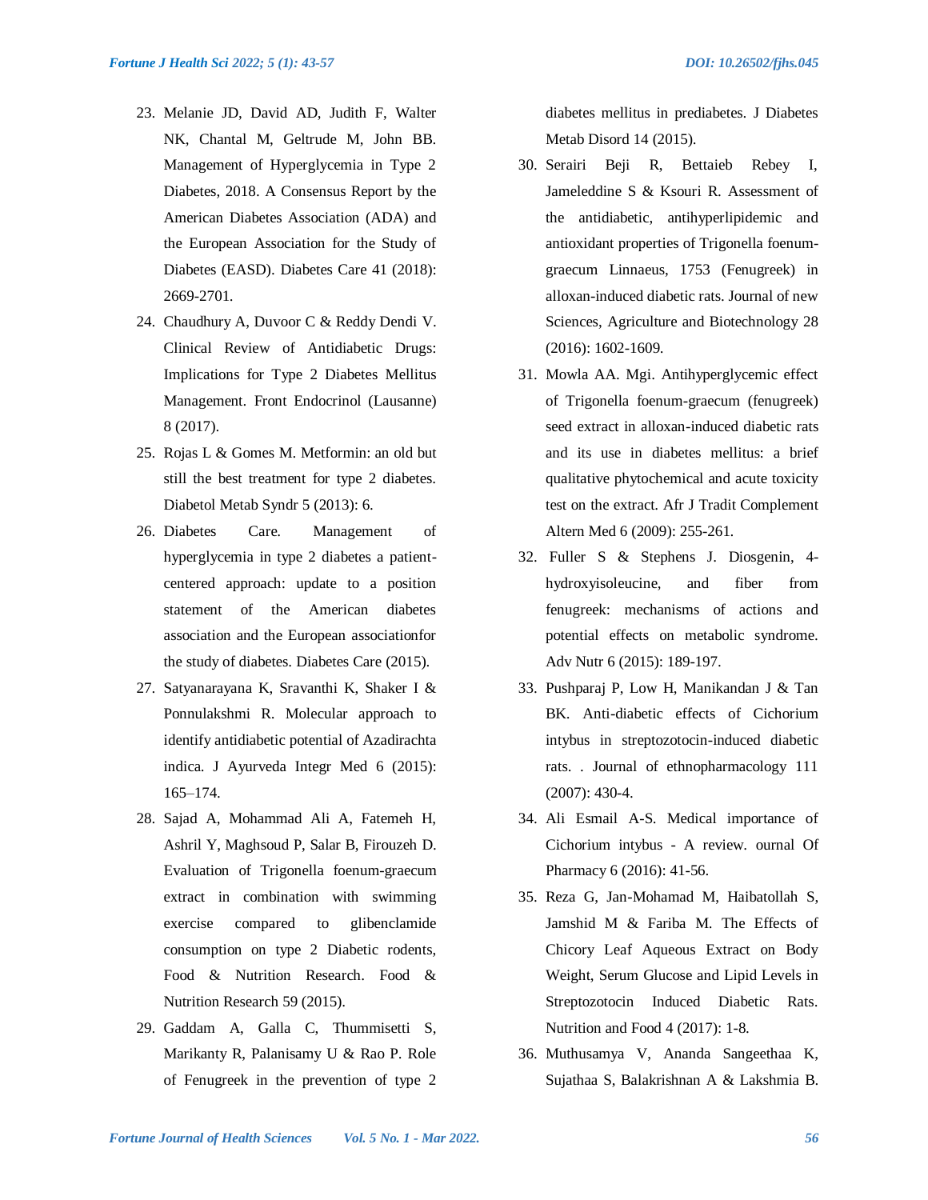23. Melanie JD, David AD, Judith F, Walter NK, Chantal M, Geltrude M, John BB. Management of Hyperglycemia in Type 2 Diabetes, 2018. A Consensus Report by the American Diabetes Association (ADA) and the European Association for the Study of Diabetes (EASD). Diabetes Care 41 (2018): 2669-2701.
24. Chaudhury A, Duvoor C & Reddy Dendi V. Clinical Review of Antidiabetic Drugs: Implications for Type 2 Diabetes Mellitus Management. Front Endocrinol (Lausanne) 8 (2017).
25. Rojas L & Gomes M. Metformin: an old but still the best treatment for type 2 diabetes. Diabetol Metab Syndr 5 (2013): 6.
26. Diabetes Care. Management of hyperglycemia in type 2 diabetes a patient-centered approach: update to a position statement of the American diabetes association and the European associationfor the study of diabetes. Diabetes Care (2015).
27. Satyanarayana K, Sravanthi K, Shaker I & Ponnulakshmi R. Molecular approach to identify antidiabetic potential of Azadirachta indica. J Ayurveda Integr Med 6 (2015): 165–174.
28. Sajad A, Mohammad Ali A, Fatemeh H, Ashril Y, Maghsoud P, Salar B, Firouzeh D. Evaluation of Trigonella foenum-graecum extract in combination with swimming exercise compared to glibenclamide consumption on type 2 Diabetic rodents, Food & Nutrition Research. Food & Nutrition Research 59 (2015).
29. Gaddam A, Galla C, Thummisetti S, Marikanty R, Palanisamy U & Rao P. Role of Fenugreek in the prevention of type 2 diabetes mellitus in prediabetes. J Diabetes Metab Disord 14 (2015).
30. Serairi Beji R, Bettaieb Rebey I, Jameleddine S & Ksouri R. Assessment of the antidiabetic, antihyperlipidemic and antioxidant properties of Trigonella foenum-graecum Linnaeus, 1753 (Fenugreek) in alloxan-induced diabetic rats. Journal of new Sciences, Agriculture and Biotechnology 28 (2016): 1602-1609.
31. Mowla AA. Mgi. Antihyperglycemic effect of Trigonella foenum-graecum (fenugreek) seed extract in alloxan-induced diabetic rats and its use in diabetes mellitus: a brief qualitative phytochemical and acute toxicity test on the extract. Afr J Tradit Complement Altern Med 6 (2009): 255-261.
32. Fuller S & Stephens J. Diosgenin, 4-hydroxyisoleucine, and fiber from fenugreek: mechanisms of actions and potential effects on metabolic syndrome. Adv Nutr 6 (2015): 189-197.
33. Pushparaj P, Low H, Manikandan J & Tan BK. Anti-diabetic effects of Cichorium intybus in streptozotocin-induced diabetic rats. . Journal of ethnopharmacology 111 (2007): 430-4.
34. Ali Esmail A-S. Medical importance of Cichorium intybus - A review. ournal Of Pharmacy 6 (2016): 41-56.
35. Reza G, Jan-Mohamad M, Haibatollah S, Jamshid M & Fariba M. The Effects of Chicory Leaf Aqueous Extract on Body Weight, Serum Glucose and Lipid Levels in Streptozotocin Induced Diabetic Rats. Nutrition and Food 4 (2017): 1-8.
36. Muthusamya V, Ananda Sangeethaa K, Sujathaa S, Balakrishnan A & Lakshmia B.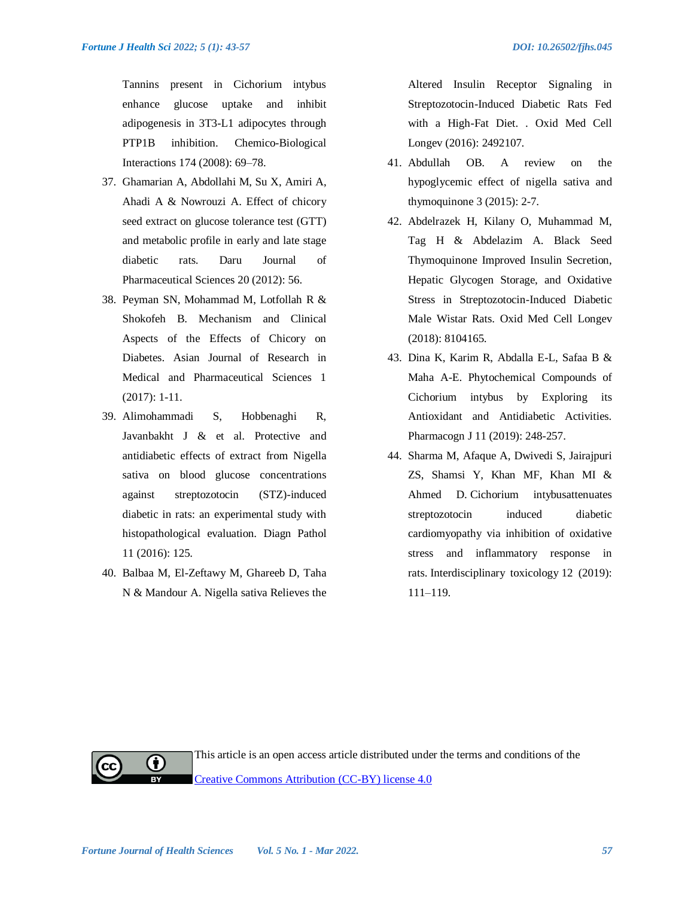Tannins present in Cichorium intybus enhance glucose uptake and inhibit adipogenesis in 3T3-L1 adipocytes through PTP1B inhibition. Chemico-Biological Interactions 174 (2008): 69–78.

37. Ghamarian A, Abdollahi M, Su X, Amiri A, Ahadi A & Nowrouzi A. Effect of chicory seed extract on glucose tolerance test (GTT) and metabolic profile in early and late stage diabetic rats. Daru Journal of Pharmaceutical Sciences 20 (2012): 56.
38. Peyman SN, Mohammad M, Lotfollah R & Shokofeh B. Mechanism and Clinical Aspects of the Effects of Chicory on Diabetes. Asian Journal of Research in Medical and Pharmaceutical Sciences 1 (2017): 1-11.
39. Alimohammadi S, Hobbenaghi R, Javanbakht J & et al. Protective and antidiabetic effects of extract from Nigella sativa on blood glucose concentrations against streptozotocin (STZ)-induced diabetic in rats: an experimental study with histopathological evaluation. Diagn Pathol 11 (2016): 125.
40. Balbaa M, El-Zeftawy M, Ghareeb D, Taha N & Mandour A. Nigella sativa Relieves the Altered Insulin Receptor Signaling in Streptozotocin-Induced Diabetic Rats Fed with a High-Fat Diet. . Oxid Med Cell Longev (2016): 2492107.
41. Abdullah OB. A review on the hypoglycemic effect of nigella sativa and thymoquinone 3 (2015): 2-7.
42. Abdelrazek H, Kilany O, Muhammad M, Tag H & Abdelazim A. Black Seed Thymoquinone Improved Insulin Secretion, Hepatic Glycogen Storage, and Oxidative Stress in Streptozotocin-Induced Diabetic Male Wistar Rats. Oxid Med Cell Longev (2018): 8104165.
43. Dina K, Karim R, Abdalla E-L, Safaa B & Maha A-E. Phytochemical Compounds of Cichorium intybus by Exploring its Antioxidant and Antidiabetic Activities. Pharmacogn J 11 (2019): 248-257.
44. Sharma M, Afaque A, Dwivedi S, Jairajpuri ZS, Shamsi Y, Khan MF, Khan MI & Ahmed D. Cichorium intybusattenuates streptozotocin induced diabetic cardiomyopathy via inhibition of oxidative stress and inflammatory response in rats. Interdisciplinary toxicology 12 (2019): 111–119.

This article is an open access article distributed under the terms and conditions of the [Creative Commons Attribution (CC-BY) license 4.0]